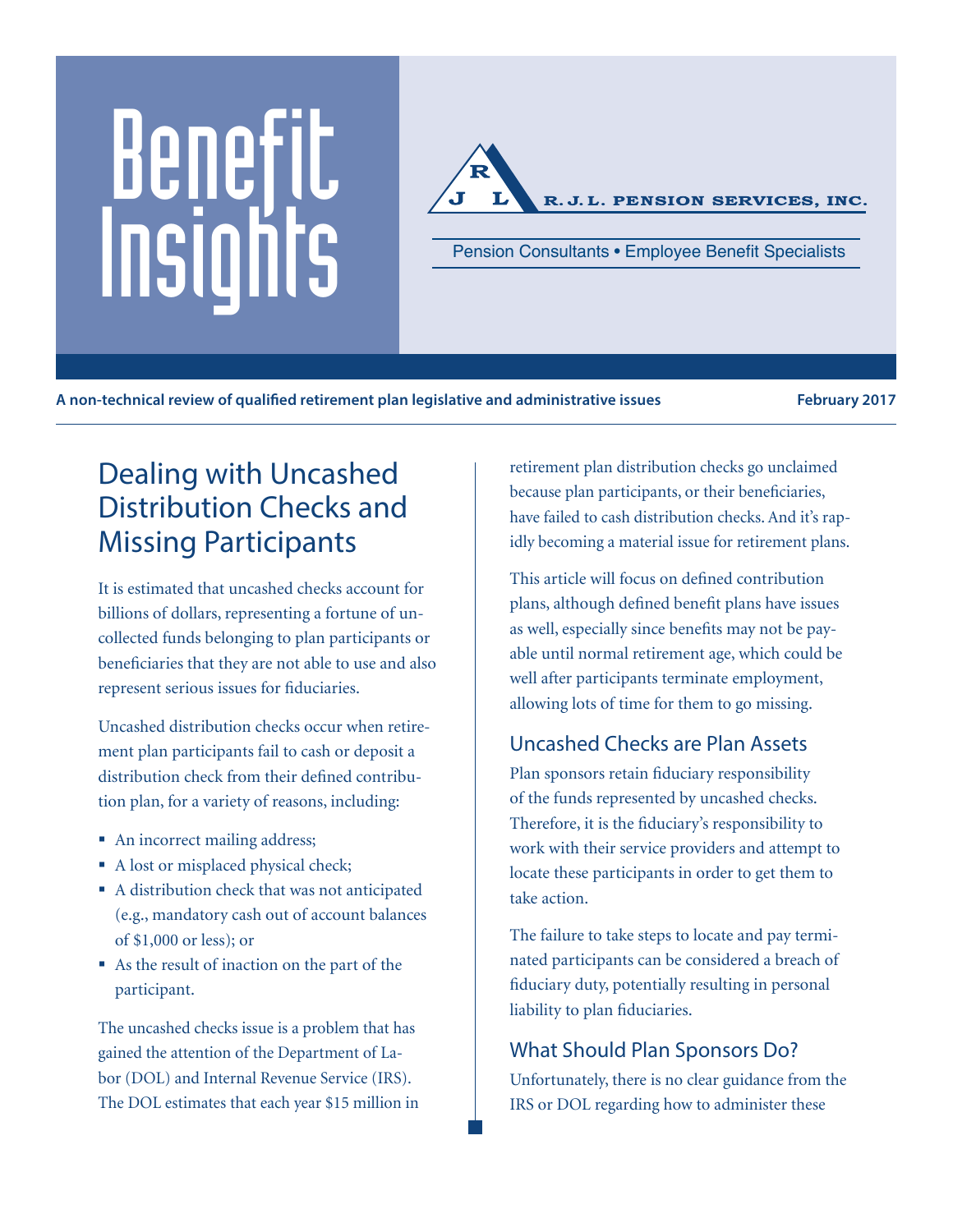# Benefit Insights

**R. J. L. PENSION SERVICES, INC.**

Pension Consultants • Employee Benefit Specialists

**A non-technical review of qualified retirement plan legislative and administrative issues** — **February 2017**

## Dealing with Uncashed Distribution Checks and Missing Participants

It is estimated that uncashed checks account for billions of dollars, representing a fortune of uncollected funds belonging to plan participants or beneficiaries that they are not able to use and also represent serious issues for fiduciaries.

Uncashed distribution checks occur when retirement plan participants fail to cash or deposit a distribution check from their defined contribution plan, for a variety of reasons, including:

- An incorrect mailing address;
- A lost or misplaced physical check;
- A distribution check that was not anticipated (e.g., mandatory cash out of account balances of $1,000 or less); or
- As the result of inaction on the part of the participant.

The uncashed checks issue is a problem that has gained the attention of the Department of Labor (DOL) and Internal Revenue Service (IRS). The DOL estimates that each year $15 million in retirement plan distribution checks go unclaimed because plan participants, or their beneficiaries, have failed to cash distribution checks. And it's rapidly becoming a material issue for retirement plans.

This article will focus on defined contribution plans, although defined benefit plans have issues as well, especially since benefits may not be payable until normal retirement age, which could be well after participants terminate employment, allowing lots of time for them to go missing.

### Uncashed Checks are Plan Assets

Plan sponsors retain fiduciary responsibility of the funds represented by uncashed checks. Therefore, it is the fiduciary's responsibility to work with their service providers and attempt to locate these participants in order to get them to take action.

The failure to take steps to locate and pay terminated participants can be considered a breach of fiduciary duty, potentially resulting in personal liability to plan fiduciaries.

### What Should Plan Sponsors Do?

Unfortunately, there is no clear guidance from the IRS or DOL regarding how to administer these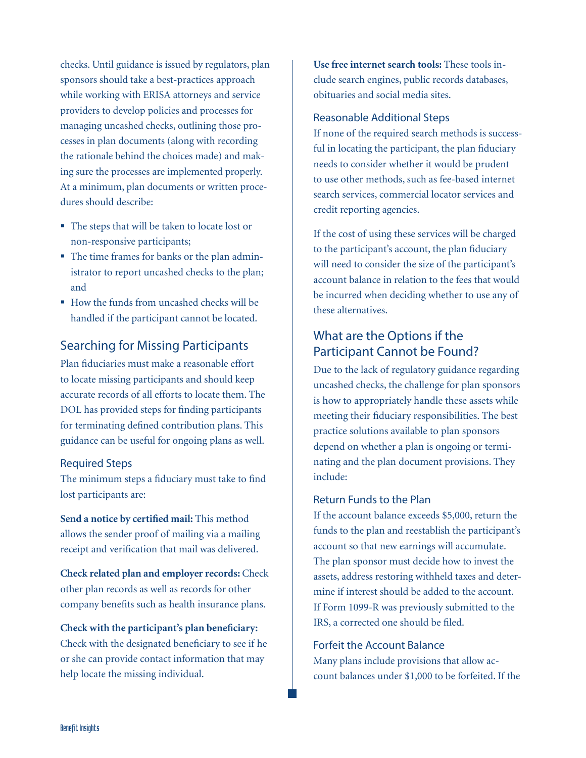checks. Until guidance is issued by regulators, plan sponsors should take a best-practices approach while working with ERISA attorneys and service providers to develop policies and processes for managing uncashed checks, outlining those processes in plan documents (along with recording the rationale behind the choices made) and making sure the processes are implemented properly. At a minimum, plan documents or written procedures should describe:

- The steps that will be taken to locate lost or non-responsive participants;
- The time frames for banks or the plan administrator to report uncashed checks to the plan; and
- How the funds from uncashed checks will be handled if the participant cannot be located.

## Searching for Missing Participants

Plan fiduciaries must make a reasonable effort to locate missing participants and should keep accurate records of all efforts to locate them. The DOL has provided steps for finding participants for terminating defined contribution plans. This guidance can be useful for ongoing plans as well.

### Required Steps

The minimum steps a fiduciary must take to find lost participants are:

**Send a notice by certified mail:** This method allows the sender proof of mailing via a mailing receipt and verification that mail was delivered.

**Check related plan and employer records:** Check other plan records as well as records for other company benefits such as health insurance plans.

**Check with the participant's plan beneficiary:** Check with the designated beneficiary to see if he or she can provide contact information that may help locate the missing individual.

**Use free internet search tools:** These tools include search engines, public records databases, obituaries and social media sites.

### Reasonable Additional Steps

If none of the required search methods is successful in locating the participant, the plan fiduciary needs to consider whether it would be prudent to use other methods, such as fee-based internet search services, commercial locator services and credit reporting agencies.

If the cost of using these services will be charged to the participant's account, the plan fiduciary will need to consider the size of the participant's account balance in relation to the fees that would be incurred when deciding whether to use any of these alternatives.

## What are the Options if the Participant Cannot be Found?

Due to the lack of regulatory guidance regarding uncashed checks, the challenge for plan sponsors is how to appropriately handle these assets while meeting their fiduciary responsibilities. The best practice solutions available to plan sponsors depend on whether a plan is ongoing or terminating and the plan document provisions. They include:

### Return Funds to the Plan

If the account balance exceeds $5,000, return the funds to the plan and reestablish the participant's account so that new earnings will accumulate. The plan sponsor must decide how to invest the assets, address restoring withheld taxes and determine if interest should be added to the account. If Form 1099-R was previously submitted to the IRS, a corrected one should be filed.

### Forfeit the Account Balance

Many plans include provisions that allow account balances under $1,000 to be forfeited. If the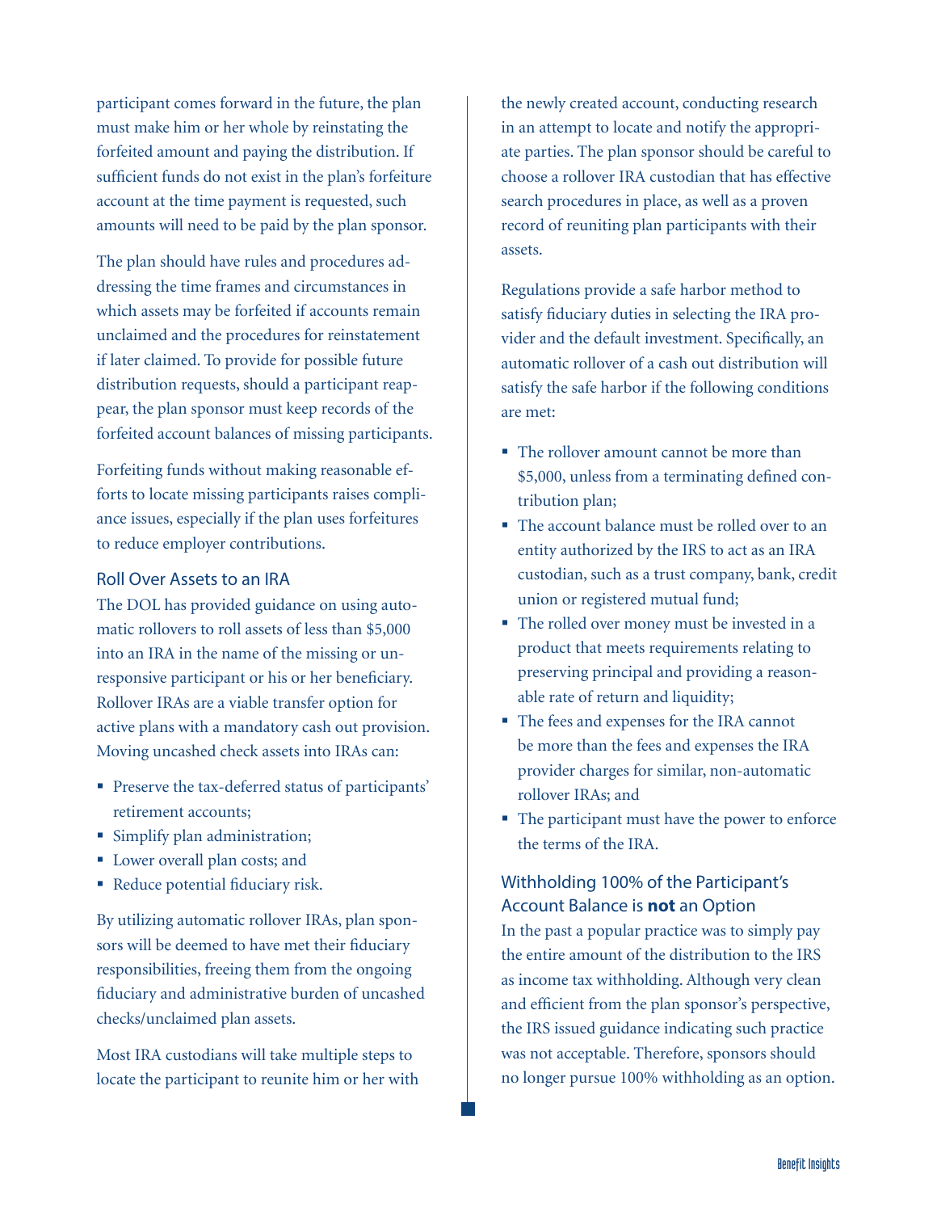participant comes forward in the future, the plan must make him or her whole by reinstating the forfeited amount and paying the distribution. If sufficient funds do not exist in the plan's forfeiture account at the time payment is requested, such amounts will need to be paid by the plan sponsor.

The plan should have rules and procedures addressing the time frames and circumstances in which assets may be forfeited if accounts remain unclaimed and the procedures for reinstatement if later claimed. To provide for possible future distribution requests, should a participant reappear, the plan sponsor must keep records of the forfeited account balances of missing participants.

Forfeiting funds without making reasonable efforts to locate missing participants raises compliance issues, especially if the plan uses forfeitures to reduce employer contributions.

### Roll Over Assets to an IRA

The DOL has provided guidance on using automatic rollovers to roll assets of less than $5,000 into an IRA in the name of the missing or unresponsive participant or his or her beneficiary. Rollover IRAs are a viable transfer option for active plans with a mandatory cash out provision. Moving uncashed check assets into IRAs can:

- Preserve the tax-deferred status of participants' retirement accounts;
- Simplify plan administration;
- Lower overall plan costs; and
- Reduce potential fiduciary risk.

By utilizing automatic rollover IRAs, plan sponsors will be deemed to have met their fiduciary responsibilities, freeing them from the ongoing fiduciary and administrative burden of uncashed checks/unclaimed plan assets.

Most IRA custodians will take multiple steps to locate the participant to reunite him or her with the newly created account, conducting research in an attempt to locate and notify the appropriate parties. The plan sponsor should be careful to choose a rollover IRA custodian that has effective search procedures in place, as well as a proven record of reuniting plan participants with their assets.

Regulations provide a safe harbor method to satisfy fiduciary duties in selecting the IRA provider and the default investment. Specifically, an automatic rollover of a cash out distribution will satisfy the safe harbor if the following conditions are met:

- The rollover amount cannot be more than $5,000, unless from a terminating defined contribution plan;
- The account balance must be rolled over to an entity authorized by the IRS to act as an IRA custodian, such as a trust company, bank, credit union or registered mutual fund;
- The rolled over money must be invested in a product that meets requirements relating to preserving principal and providing a reasonable rate of return and liquidity;
- The fees and expenses for the IRA cannot be more than the fees and expenses the IRA provider charges for similar, non-automatic rollover IRAs; and
- The participant must have the power to enforce the terms of the IRA.

### Withholding 100% of the Participant's Account Balance is **not** an Option

In the past a popular practice was to simply pay the entire amount of the distribution to the IRS as income tax withholding. Although very clean and efficient from the plan sponsor's perspective, the IRS issued guidance indicating such practice was not acceptable. Therefore, sponsors should no longer pursue 100% withholding as an option.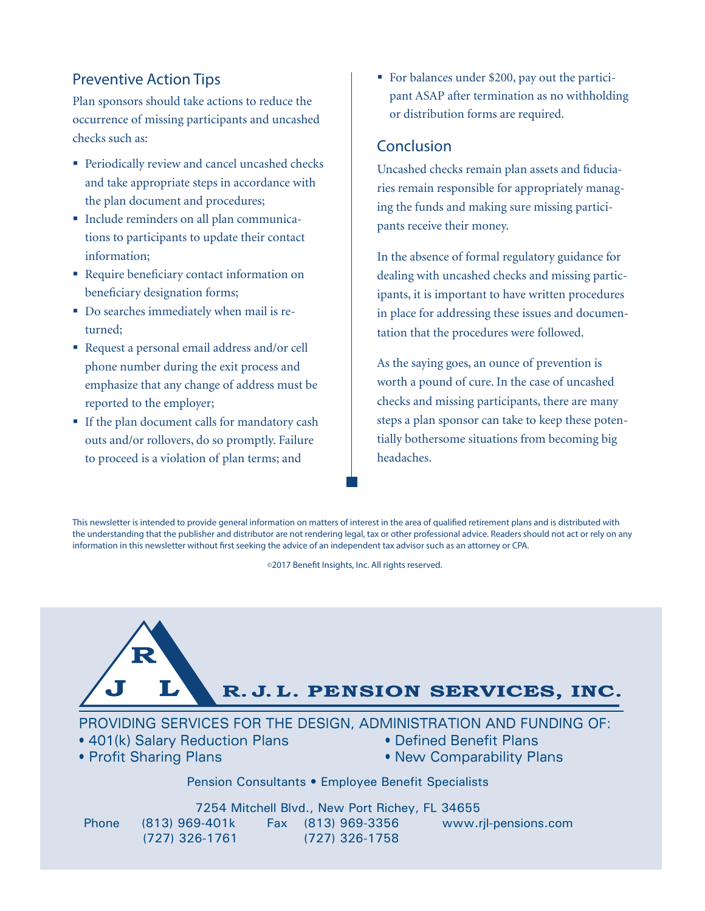## Preventive Action Tips

Plan sponsors should take actions to reduce the occurrence of missing participants and uncashed checks such as:

- Periodically review and cancel uncashed checks and take appropriate steps in accordance with the plan document and procedures;
- Include reminders on all plan communications to participants to update their contact information;
- Require beneficiary contact information on beneficiary designation forms;
- Do searches immediately when mail is returned;
- Request a personal email address and/or cell phone number during the exit process and emphasize that any change of address must be reported to the employer;
- If the plan document calls for mandatory cash outs and/or rollovers, do so promptly. Failure to proceed is a violation of plan terms; and
- For balances under $200, pay out the participant ASAP after termination as no withholding or distribution forms are required.

## Conclusion

Uncashed checks remain plan assets and fiduciaries remain responsible for appropriately managing the funds and making sure missing participants receive their money.

In the absence of formal regulatory guidance for dealing with uncashed checks and missing participants, it is important to have written procedures in place for addressing these issues and documentation that the procedures were followed.

As the saying goes, an ounce of prevention is worth a pound of cure. In the case of uncashed checks and missing participants, there are many steps a plan sponsor can take to keep these potentially bothersome situations from becoming big headaches.

This newsletter is intended to provide general information on matters of interest in the area of qualified retirement plans and is distributed with the understanding that the publisher and distributor are not rendering legal, tax or other professional advice. Readers should not act or rely on any information in this newsletter without first seeking the advice of an independent tax advisor such as an attorney or CPA.

©2017 Benefit Insights, Inc. All rights reserved.

**R. J. L. PENSION SERVICES, INC.**

PROVIDING SERVICES FOR THE DESIGN, ADMINISTRATION AND FUNDING OF:

- 401(k) Salary Reduction Plans
- Profit Sharing Plans
- Defined Benefit Plans
- New Comparability Plans

Pension Consultants • Employee Benefit Specialists

7254 Mitchell Blvd., New Port Richey, FL 34655

Phone (813) 969-401k (727) 326-1761 Fax (813) 969-3356 (727) 326-1758 www.rjl-pensions.com